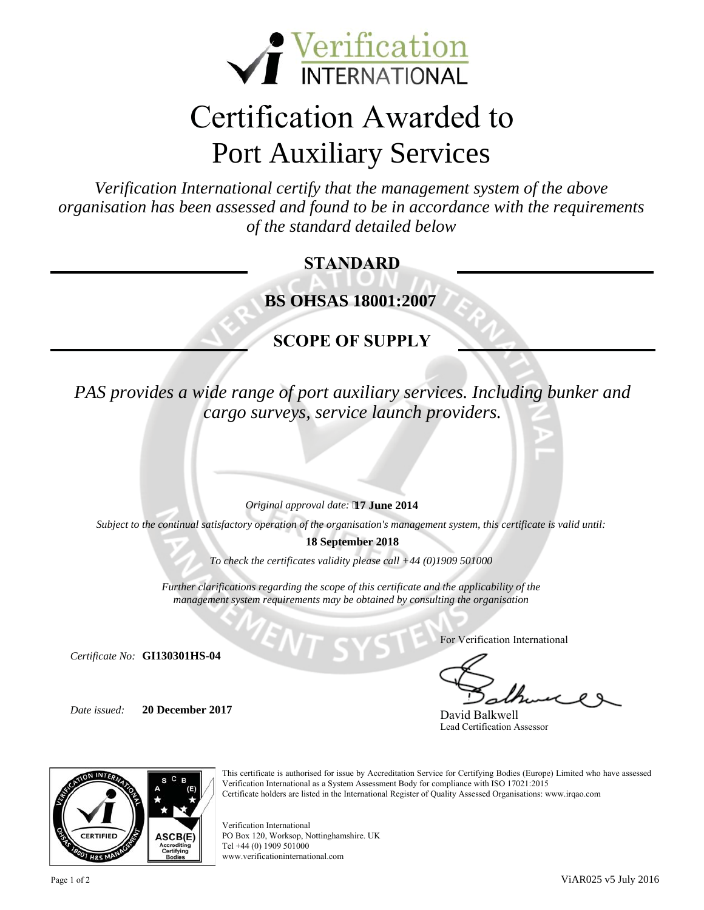Verification INTERNATIONAL

# Certification Awarded to
# Port Auxiliary Services

*Verification International certify that the management system of the above organisation has been assessed and found to be in accordance with the requirements of the standard detailed below*

## STANDARD

**BS OHSAS 18001:2007**

## SCOPE OF SUPPLY

*PAS provides a wide range of port auxiliary services. Including bunker and cargo surveys, service launch providers.*

*Original approval date:* **17 June 2014**

*Subject to the continual satisfactory operation of the organisation's management system, this certificate is valid until:*

**18 September 2018**

*To check the certificates validity please call +44 (0)1909 501000*

*Further clarifications regarding the scope of this certificate and the applicability of the management system requirements may be obtained by consulting the organisation*

*Certificate No:* **GI130301HS-04**

*Date issued:* **20 December 2017**

For Verification International

David Balkwell
Lead Certification Assessor

This certificate is authorised for issue by Accreditation Service for Certifying Bodies (Europe) Limited who have assessed Verification International as a System Assessment Body for compliance with ISO 17021:2015
Certificate holders are listed in the International Register of Quality Assessed Organisations: www.irqao.com

Verification International
PO Box 120, Worksop, Nottinghamshire. UK
Tel +44 (0) 1909 501000
www.verificationinternational.com

ViAR025 v5 July 2016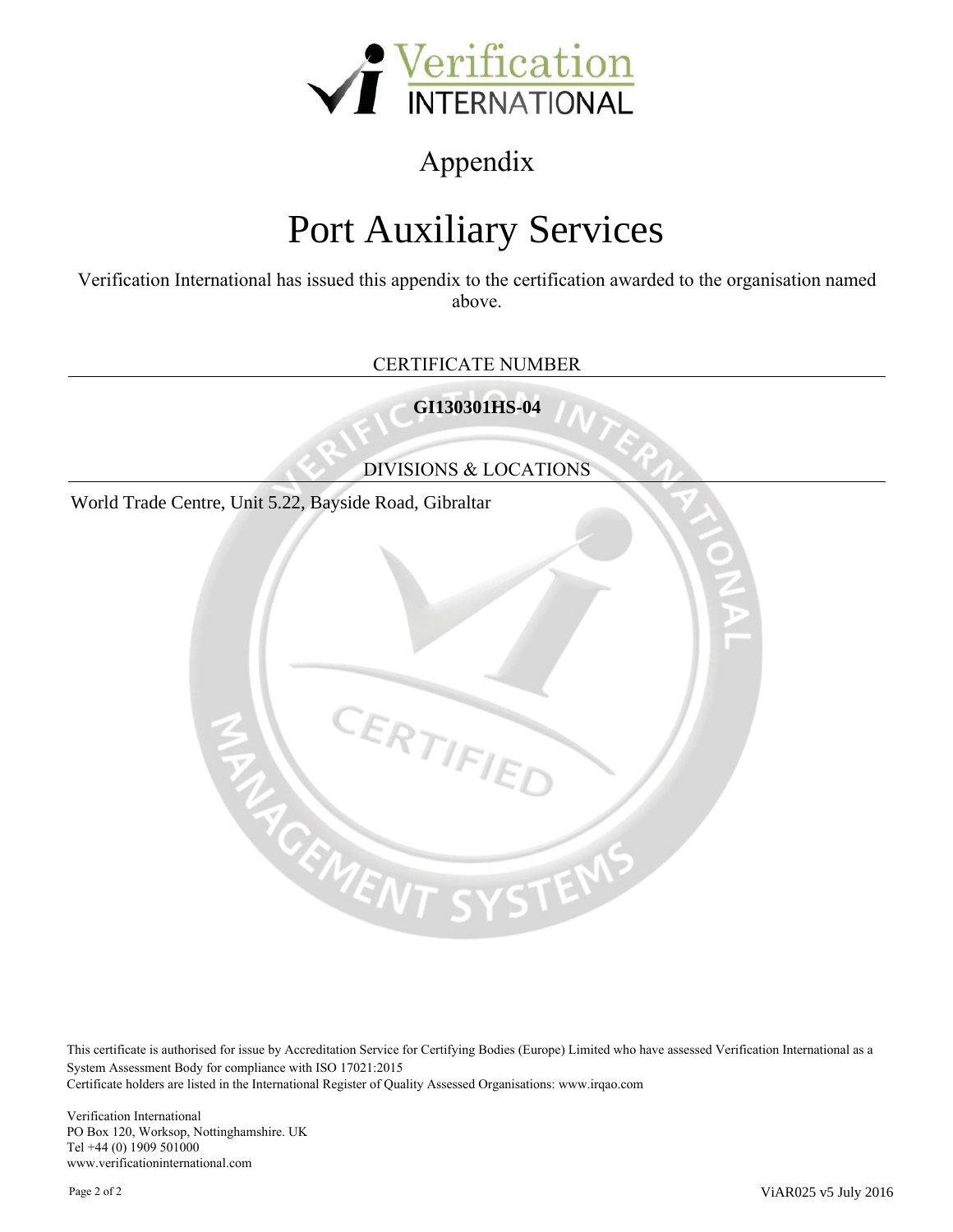Verification INTERNATIONAL

# Appendix

# Port Auxiliary Services

Verification International has issued this appendix to the certification awarded to the organisation named above.

## CERTIFICATE NUMBER

**GI130301HS-04**

## DIVISIONS & LOCATIONS

World Trade Centre, Unit 5.22, Bayside Road, Gibraltar

This certificate is authorised for issue by Accreditation Service for Certifying Bodies (Europe) Limited who have assessed Verification International as a System Assessment Body for compliance with ISO 17021:2015
Certificate holders are listed in the International Register of Quality Assessed Organisations: www.irqao.com

Verification International
PO Box 120, Worksop, Nottinghamshire. UK
Tel +44 (0) 1909 501000
www.verificationinternational.com

ViAR025 v5 July 2016